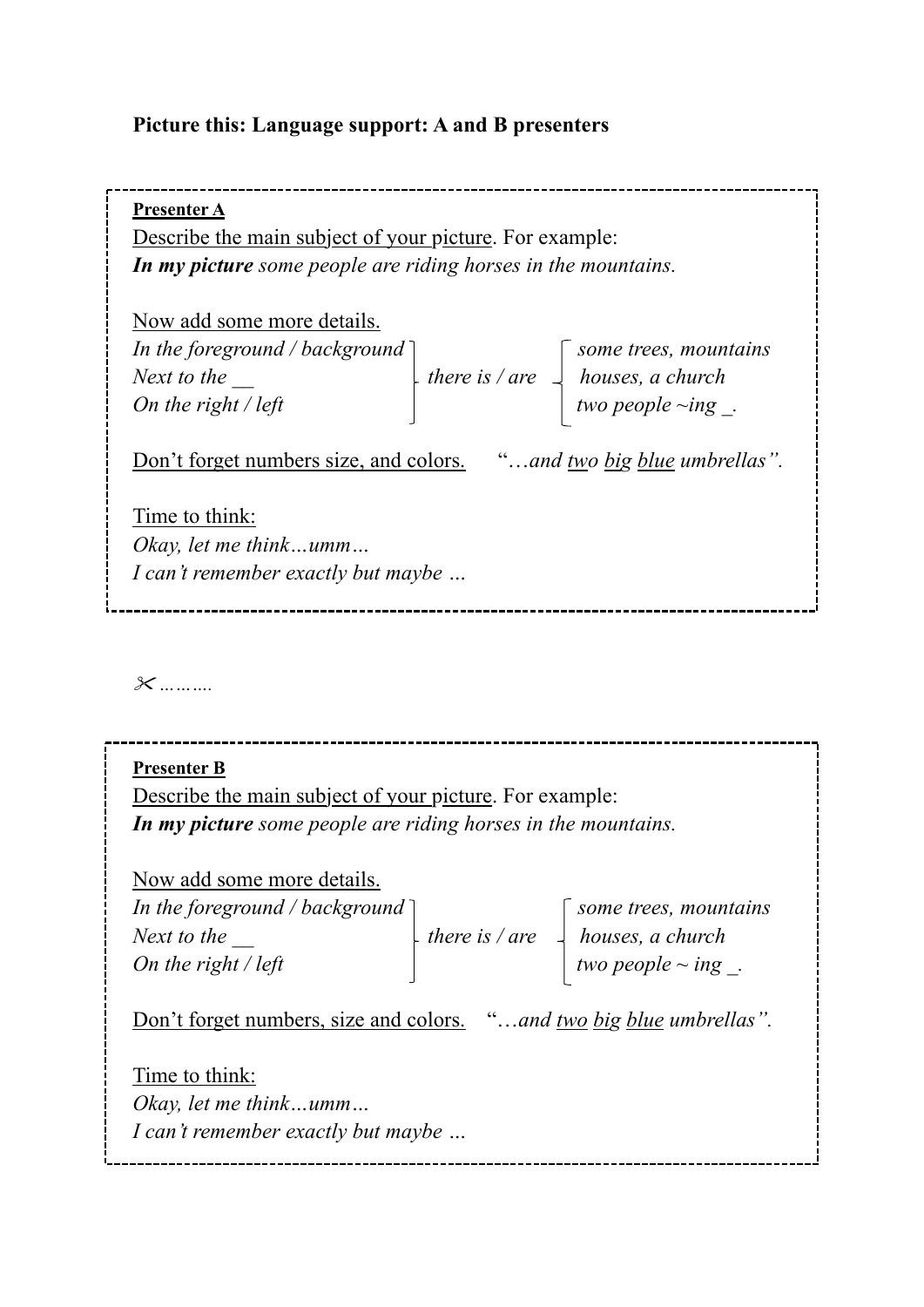**Picture this: Language support: A and B presenters**

**Presenter A**

Describe the main subject of your picture. For example:
***In my picture*** *some people are riding horses in the mountains.*

Now add some more details.

| | | |
|---|---|---|
| *In the foreground / background* | | *some trees, mountains* |
| *Next to the __* | *there is / are* | *houses, a church* |
| *On the right / left* | | *two people ~ing _.* |

Don't forget numbers size, and colors.    "…*and two big blue umbrellas".*

Time to think:
*Okay, let me think…umm…*
*I can't remember exactly but maybe …*

✂………

**Presenter B**

Describe the main subject of your picture. For example:
***In my picture*** *some people are riding horses in the mountains.*

Now add some more details.

| | | |
|---|---|---|
| *In the foreground / background* | | *some trees, mountains* |
| *Next to the __* | *there is / are* | *houses, a church* |
| *On the right / left* | | *two people ~ ing _.* |

Don't forget numbers, size and colors.    "…*and two big blue umbrellas".*

Time to think:
*Okay, let me think…umm…*
*I can't remember exactly but maybe …*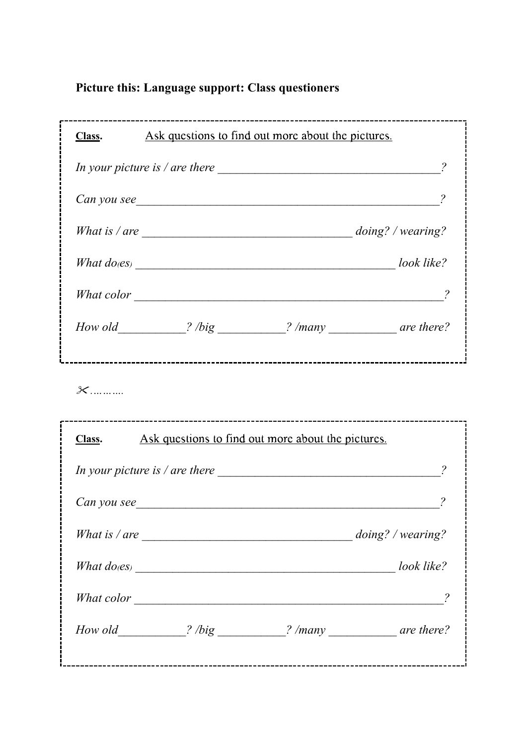**Picture this: Language support: Class questioners**

---

**<u>Class</u>.** <u>Ask questions to find out more about the pictures.</u>

*In your picture is / are there ____________________________________?*

*Can you see_______________________________________________?*

*What is / are _________________________________ doing? / wearing?*

*What do(es) ________________________________________ look like?*

*What color __________________________________________________?*

*How old___________? /big ___________? /many ___________ are there?*

---

✂..........

---

**<u>Class</u>.** <u>Ask questions to find out more about the pictures.</u>

*In your picture is / are there ____________________________________?*

*Can you see_______________________________________________?*

*What is / are _________________________________ doing? / wearing?*

*What do(es) ________________________________________ look like?*

*What color __________________________________________________?*

*How old___________? /big ___________? /many ___________ are there?*

---